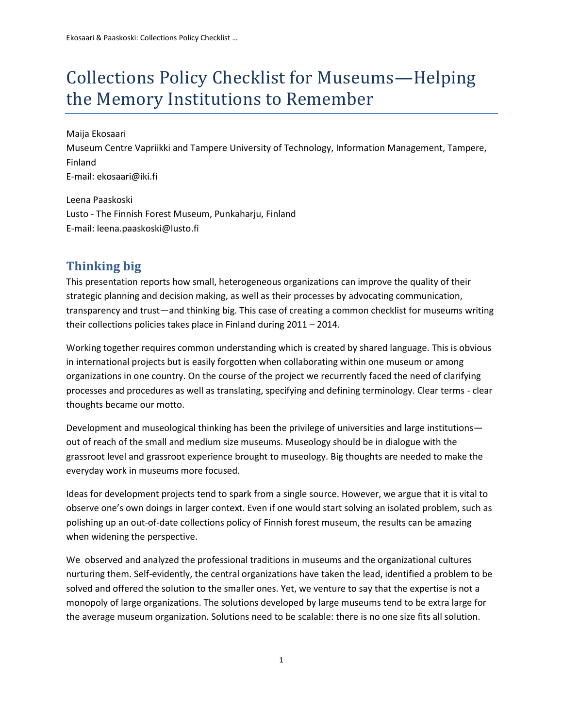# Collections Policy Checklist for Museums—Helping the Memory Institutions to Remember

Maija Ekosaari  
Museum Centre Vapriikki and Tampere University of Technology, Information Management, Tampere, Finland  
E-mail: ekosaari@iki.fi

Leena Paaskoski  
Lusto - The Finnish Forest Museum, Punkaharju, Finland  
E-mail: leena.paaskoski@lusto.fi

## Thinking big

This presentation reports how small, heterogeneous organizations can improve the quality of their strategic planning and decision making, as well as their processes by advocating communication, transparency and trust—and thinking big. This case of creating a common checklist for museums writing their collections policies takes place in Finland during 2011 – 2014.

Working together requires common understanding which is created by shared language. This is obvious in international projects but is easily forgotten when collaborating within one museum or among organizations in one country. On the course of the project we recurrently faced the need of clarifying processes and procedures as well as translating, specifying and defining terminology. Clear terms - clear thoughts became our motto.

Development and museological thinking has been the privilege of universities and large institutions—out of reach of the small and medium size museums. Museology should be in dialogue with the grassroot level and grassroot experience brought to museology. Big thoughts are needed to make the everyday work in museums more focused.

Ideas for development projects tend to spark from a single source. However, we argue that it is vital to observe one's own doings in larger context. Even if one would start solving an isolated problem, such as polishing up an out-of-date collections policy of Finnish forest museum, the results can be amazing when widening the perspective.

We observed and analyzed the professional traditions in museums and the organizational cultures nurturing them. Self-evidently, the central organizations have taken the lead, identified a problem to be solved and offered the solution to the smaller ones. Yet, we venture to say that the expertise is not a monopoly of large organizations. The solutions developed by large museums tend to be extra large for the average museum organization. Solutions need to be scalable: there is no one size fits all solution.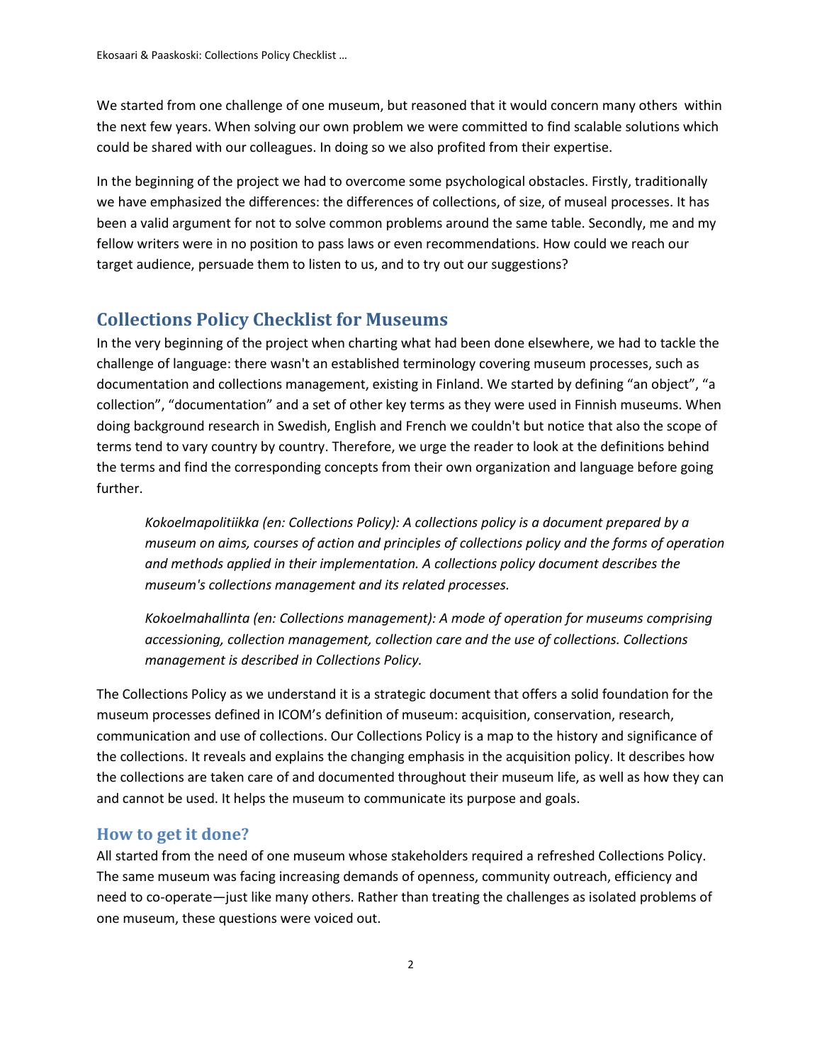We started from one challenge of one museum, but reasoned that it would concern many others within the next few years. When solving our own problem we were committed to find scalable solutions which could be shared with our colleagues. In doing so we also profited from their expertise.

In the beginning of the project we had to overcome some psychological obstacles. Firstly, traditionally we have emphasized the differences: the differences of collections, of size, of museal processes. It has been a valid argument for not to solve common problems around the same table. Secondly, me and my fellow writers were in no position to pass laws or even recommendations. How could we reach our target audience, persuade them to listen to us, and to try out our suggestions?

## Collections Policy Checklist for Museums

In the very beginning of the project when charting what had been done elsewhere, we had to tackle the challenge of language: there wasn't an established terminology covering museum processes, such as documentation and collections management, existing in Finland. We started by defining "an object", "a collection", "documentation" and a set of other key terms as they were used in Finnish museums. When doing background research in Swedish, English and French we couldn't but notice that also the scope of terms tend to vary country by country. Therefore, we urge the reader to look at the definitions behind the terms and find the corresponding concepts from their own organization and language before going further.

> *Kokoelmapolitiikka (en: Collections Policy): A collections policy is a document prepared by a museum on aims, courses of action and principles of collections policy and the forms of operation and methods applied in their implementation. A collections policy document describes the museum's collections management and its related processes.*
>
> *Kokoelmahallinta (en: Collections management): A mode of operation for museums comprising accessioning, collection management, collection care and the use of collections. Collections management is described in Collections Policy.*

The Collections Policy as we understand it is a strategic document that offers a solid foundation for the museum processes defined in ICOM's definition of museum: acquisition, conservation, research, communication and use of collections. Our Collections Policy is a map to the history and significance of the collections. It reveals and explains the changing emphasis in the acquisition policy. It describes how the collections are taken care of and documented throughout their museum life, as well as how they can and cannot be used. It helps the museum to communicate its purpose and goals.

### How to get it done?

All started from the need of one museum whose stakeholders required a refreshed Collections Policy. The same museum was facing increasing demands of openness, community outreach, efficiency and need to co-operate—just like many others. Rather than treating the challenges as isolated problems of one museum, these questions were voiced out.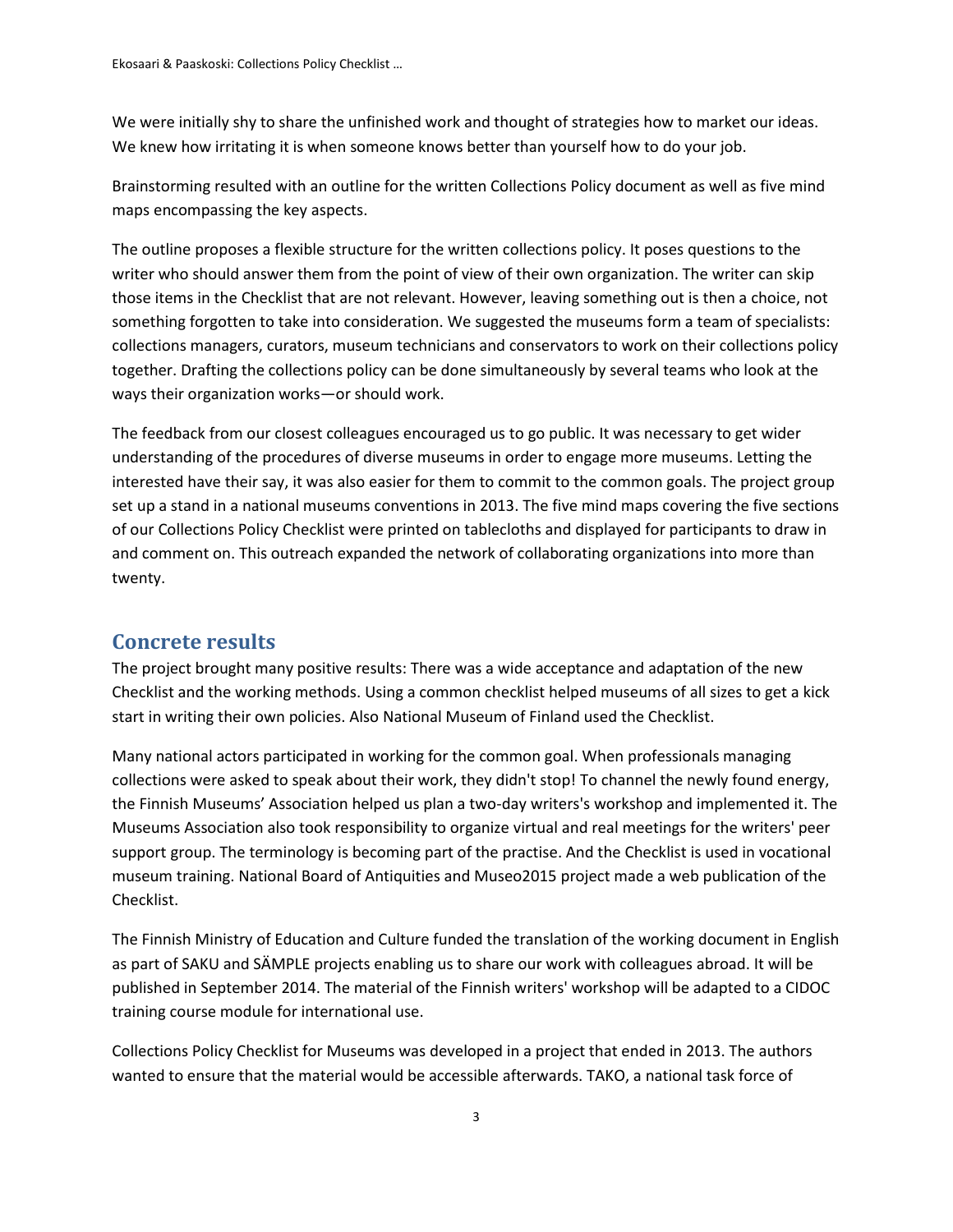We were initially shy to share the unfinished work and thought of strategies how to market our ideas. We knew how irritating it is when someone knows better than yourself how to do your job.

Brainstorming resulted with an outline for the written Collections Policy document as well as five mind maps encompassing the key aspects.

The outline proposes a flexible structure for the written collections policy. It poses questions to the writer who should answer them from the point of view of their own organization. The writer can skip those items in the Checklist that are not relevant. However, leaving something out is then a choice, not something forgotten to take into consideration. We suggested the museums form a team of specialists: collections managers, curators, museum technicians and conservators to work on their collections policy together. Drafting the collections policy can be done simultaneously by several teams who look at the ways their organization works—or should work.

The feedback from our closest colleagues encouraged us to go public. It was necessary to get wider understanding of the procedures of diverse museums in order to engage more museums. Letting the interested have their say, it was also easier for them to commit to the common goals. The project group set up a stand in a national museums conventions in 2013. The five mind maps covering the five sections of our Collections Policy Checklist were printed on tablecloths and displayed for participants to draw in and comment on. This outreach expanded the network of collaborating organizations into more than twenty.

## Concrete results

The project brought many positive results: There was a wide acceptance and adaptation of the new Checklist and the working methods. Using a common checklist helped museums of all sizes to get a kick start in writing their own policies. Also National Museum of Finland used the Checklist.

Many national actors participated in working for the common goal. When professionals managing collections were asked to speak about their work, they didn't stop! To channel the newly found energy, the Finnish Museums' Association helped us plan a two-day writers's workshop and implemented it. The Museums Association also took responsibility to organize virtual and real meetings for the writers' peer support group. The terminology is becoming part of the practise. And the Checklist is used in vocational museum training. National Board of Antiquities and Museo2015 project made a web publication of the Checklist.

The Finnish Ministry of Education and Culture funded the translation of the working document in English as part of SAKU and SÄMPLE projects enabling us to share our work with colleagues abroad. It will be published in September 2014. The material of the Finnish writers' workshop will be adapted to a CIDOC training course module for international use.

Collections Policy Checklist for Museums was developed in a project that ended in 2013. The authors wanted to ensure that the material would be accessible afterwards. TAKO, a national task force of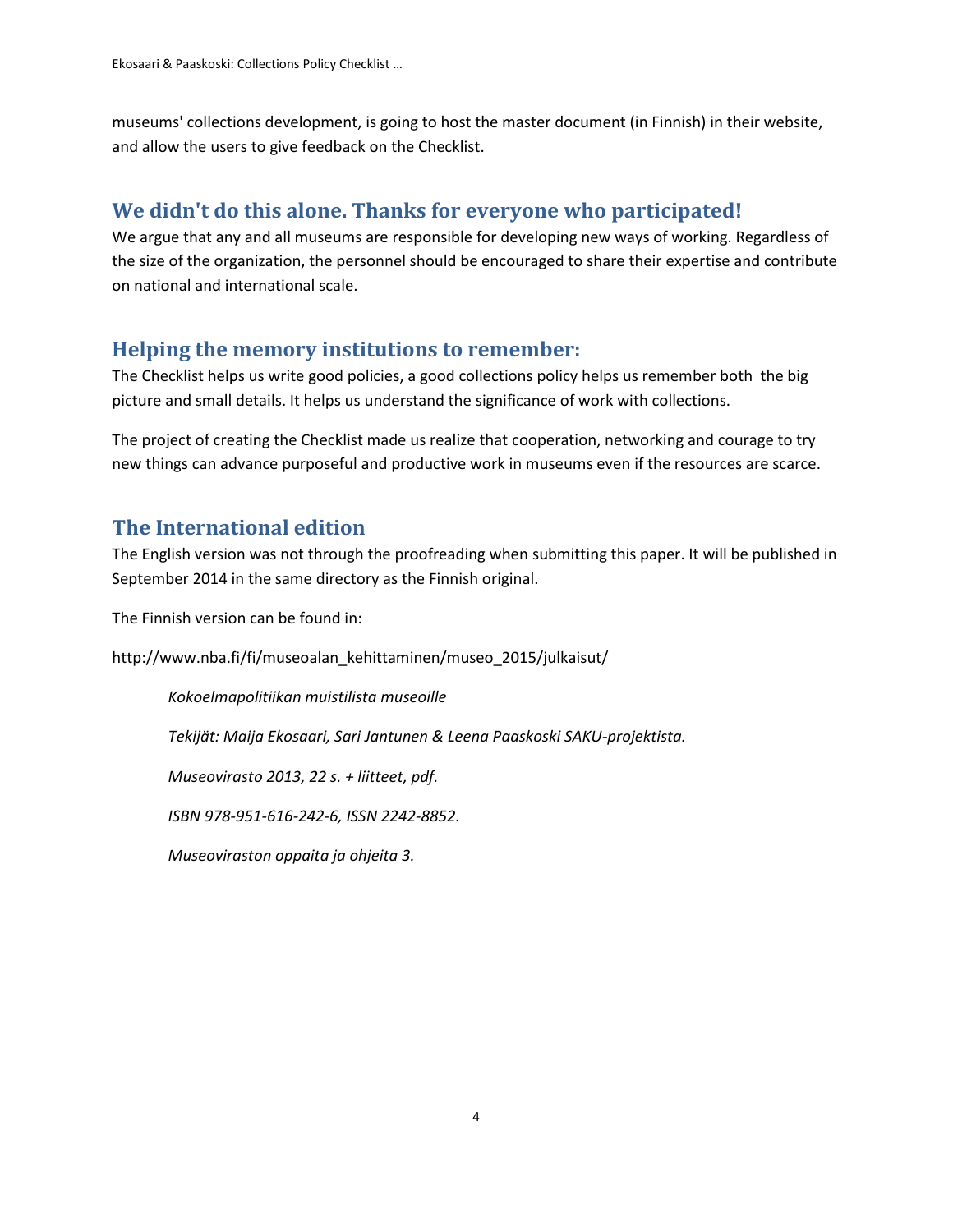museums' collections development, is going to host the master document (in Finnish) in their website, and allow the users to give feedback on the Checklist.

## We didn't do this alone. Thanks for everyone who participated!

We argue that any and all museums are responsible for developing new ways of working. Regardless of the size of the organization, the personnel should be encouraged to share their expertise and contribute on national and international scale.

## Helping the memory institutions to remember:

The Checklist helps us write good policies, a good collections policy helps us remember both the big picture and small details. It helps us understand the significance of work with collections.

The project of creating the Checklist made us realize that cooperation, networking and courage to try new things can advance purposeful and productive work in museums even if the resources are scarce.

## The International edition

The English version was not through the proofreading when submitting this paper. It will be published in September 2014 in the same directory as the Finnish original.

The Finnish version can be found in:

http://www.nba.fi/fi/museoalan_kehittaminen/museo_2015/julkaisut/

> *Kokoelmapolitiikan muistilista museoille*
>
> *Tekijät: Maija Ekosaari, Sari Jantunen & Leena Paaskoski SAKU-projektista.*
>
> *Museovirasto 2013, 22 s. + liitteet, pdf.*
>
> *ISBN 978-951-616-242-6, ISSN 2242-8852.*
>
> *Museoviraston oppaita ja ohjeita 3.*